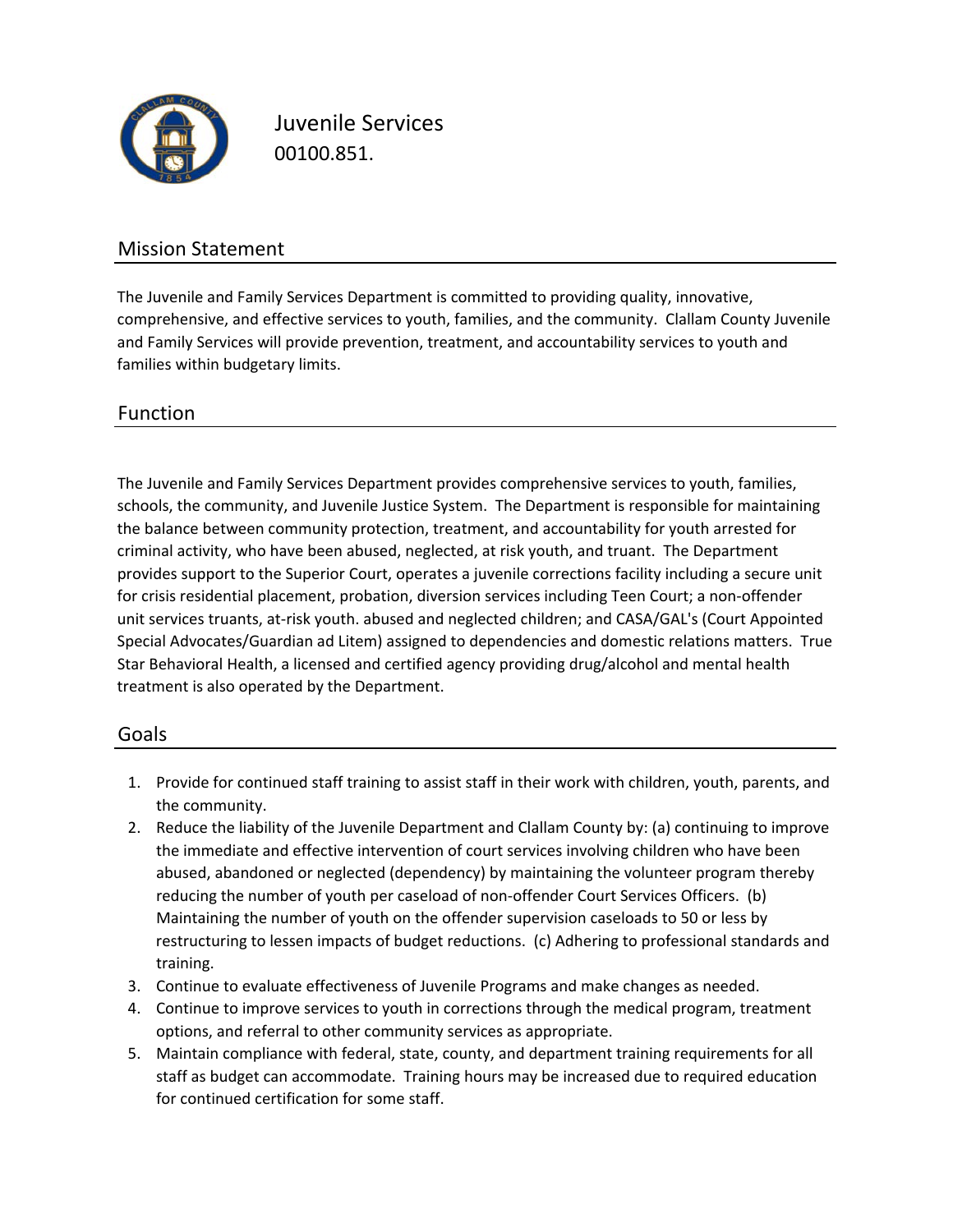# Juvenile Services

00100.851.

## Mission Statement

The Juvenile and Family Services Department is committed to providing quality, innovative, comprehensive, and effective services to youth, families, and the community. Clallam County Juvenile and Family Services will provide prevention, treatment, and accountability services to youth and families within budgetary limits.

## Function

The Juvenile and Family Services Department provides comprehensive services to youth, families, schools, the community, and Juvenile Justice System. The Department is responsible for maintaining the balance between community protection, treatment, and accountability for youth arrested for criminal activity, who have been abused, neglected, at risk youth, and truant. The Department provides support to the Superior Court, operates a juvenile corrections facility including a secure unit for crisis residential placement, probation, diversion services including Teen Court; a non-offender unit services truants, at-risk youth. abused and neglected children; and CASA/GAL's (Court Appointed Special Advocates/Guardian ad Litem) assigned to dependencies and domestic relations matters. True Star Behavioral Health, a licensed and certified agency providing drug/alcohol and mental health treatment is also operated by the Department.

## Goals

1. Provide for continued staff training to assist staff in their work with children, youth, parents, and the community.
2. Reduce the liability of the Juvenile Department and Clallam County by: (a) continuing to improve the immediate and effective intervention of court services involving children who have been abused, abandoned or neglected (dependency) by maintaining the volunteer program thereby reducing the number of youth per caseload of non-offender Court Services Officers. (b) Maintaining the number of youth on the offender supervision caseloads to 50 or less by restructuring to lessen impacts of budget reductions. (c) Adhering to professional standards and training.
3. Continue to evaluate effectiveness of Juvenile Programs and make changes as needed.
4. Continue to improve services to youth in corrections through the medical program, treatment options, and referral to other community services as appropriate.
5. Maintain compliance with federal, state, county, and department training requirements for all staff as budget can accommodate. Training hours may be increased due to required education for continued certification for some staff.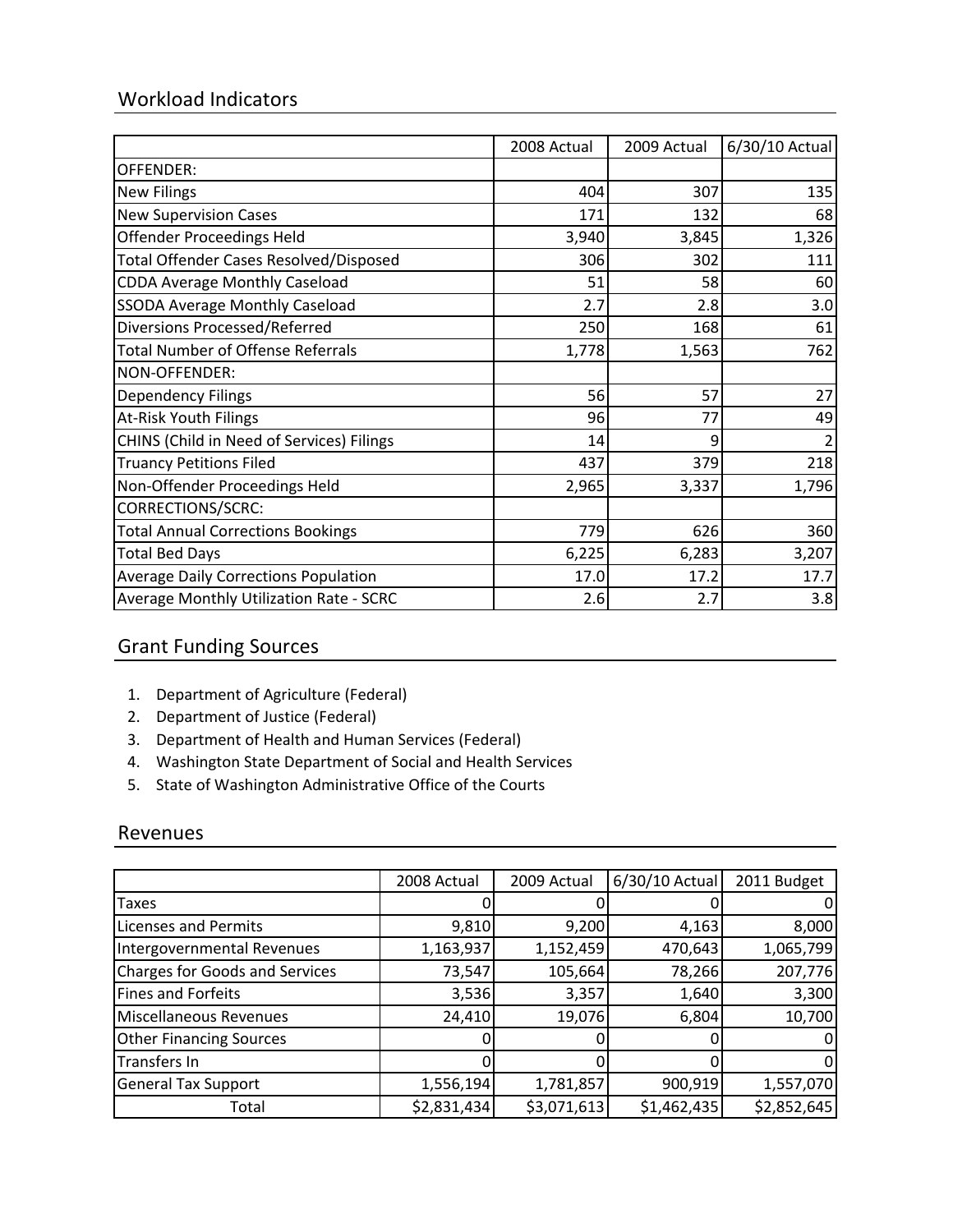## Workload Indicators

| | 2008 Actual | 2009 Actual | 6/30/10 Actual |
|---|---|---|---|
| OFFENDER: | | | |
| New Filings | 404 | 307 | 135 |
| New Supervision Cases | 171 | 132 | 68 |
| Offender Proceedings Held | 3,940 | 3,845 | 1,326 |
| Total Offender Cases Resolved/Disposed | 306 | 302 | 111 |
| CDDA Average Monthly Caseload | 51 | 58 | 60 |
| SSODA Average Monthly Caseload | 2.7 | 2.8 | 3.0 |
| Diversions Processed/Referred | 250 | 168 | 61 |
| Total Number of Offense Referrals | 1,778 | 1,563 | 762 |
| NON-OFFENDER: | | | |
| Dependency Filings | 56 | 57 | 27 |
| At-Risk Youth Filings | 96 | 77 | 49 |
| CHINS (Child in Need of Services) Filings | 14 | 9 | 2 |
| Truancy Petitions Filed | 437 | 379 | 218 |
| Non-Offender Proceedings Held | 2,965 | 3,337 | 1,796 |
| CORRECTIONS/SCRC: | | | |
| Total Annual Corrections Bookings | 779 | 626 | 360 |
| Total Bed Days | 6,225 | 6,283 | 3,207 |
| Average Daily Corrections Population | 17.0 | 17.2 | 17.7 |
| Average Monthly Utilization Rate - SCRC | 2.6 | 2.7 | 3.8 |

## Grant Funding Sources

1. Department of Agriculture (Federal)
2. Department of Justice (Federal)
3. Department of Health and Human Services (Federal)
4. Washington State Department of Social and Health Services
5. State of Washington Administrative Office of the Courts

## Revenues

| | 2008 Actual | 2009 Actual | 6/30/10 Actual | 2011 Budget |
|---|---|---|---|---|
| Taxes | 0 | 0 | 0 | 0 |
| Licenses and Permits | 9,810 | 9,200 | 4,163 | 8,000 |
| Intergovernmental Revenues | 1,163,937 | 1,152,459 | 470,643 | 1,065,799 |
| Charges for Goods and Services | 73,547 | 105,664 | 78,266 | 207,776 |
| Fines and Forfeits | 3,536 | 3,357 | 1,640 | 3,300 |
| Miscellaneous Revenues | 24,410 | 19,076 | 6,804 | 10,700 |
| Other Financing Sources | 0 | 0 | 0 | 0 |
| Transfers In | 0 | 0 | 0 | 0 |
| General Tax Support | 1,556,194 | 1,781,857 | 900,919 | 1,557,070 |
| Total | $2,831,434 | $3,071,613 | $1,462,435 | $2,852,645 |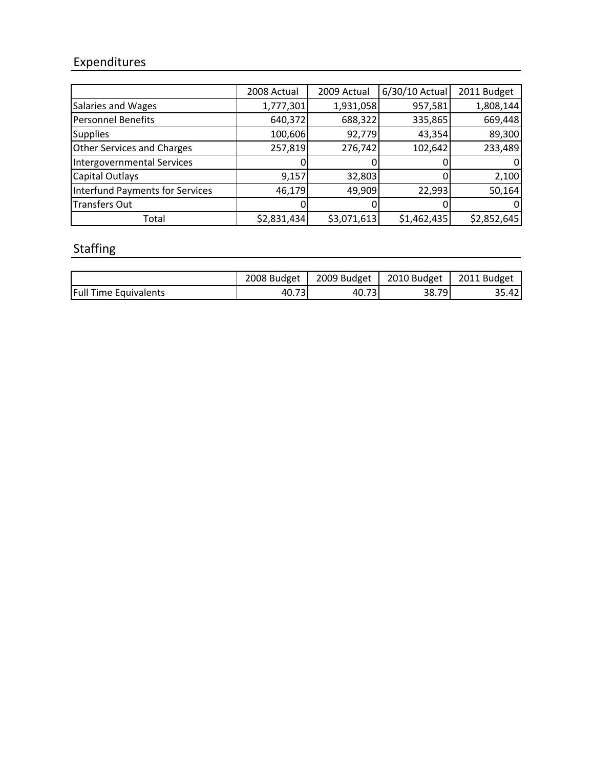## Expenditures

| | 2008 Actual | 2009 Actual | 6/30/10 Actual | 2011 Budget |
|---|---|---|---|---|
| Salaries and Wages | 1,777,301 | 1,931,058 | 957,581 | 1,808,144 |
| Personnel Benefits | 640,372 | 688,322 | 335,865 | 669,448 |
| Supplies | 100,606 | 92,779 | 43,354 | 89,300 |
| Other Services and Charges | 257,819 | 276,742 | 102,642 | 233,489 |
| Intergovernmental Services | 0 | 0 | 0 | 0 |
| Capital Outlays | 9,157 | 32,803 | 0 | 2,100 |
| Interfund Payments for Services | 46,179 | 49,909 | 22,993 | 50,164 |
| Transfers Out | 0 | 0 | 0 | 0 |
| Total | $2,831,434 | $3,071,613 | $1,462,435 | $2,852,645 |

## Staffing

| | 2008 Budget | 2009 Budget | 2010 Budget | 2011 Budget |
|---|---|---|---|---|
| Full Time Equivalents | 40.73 | 40.73 | 38.79 | 35.42 |